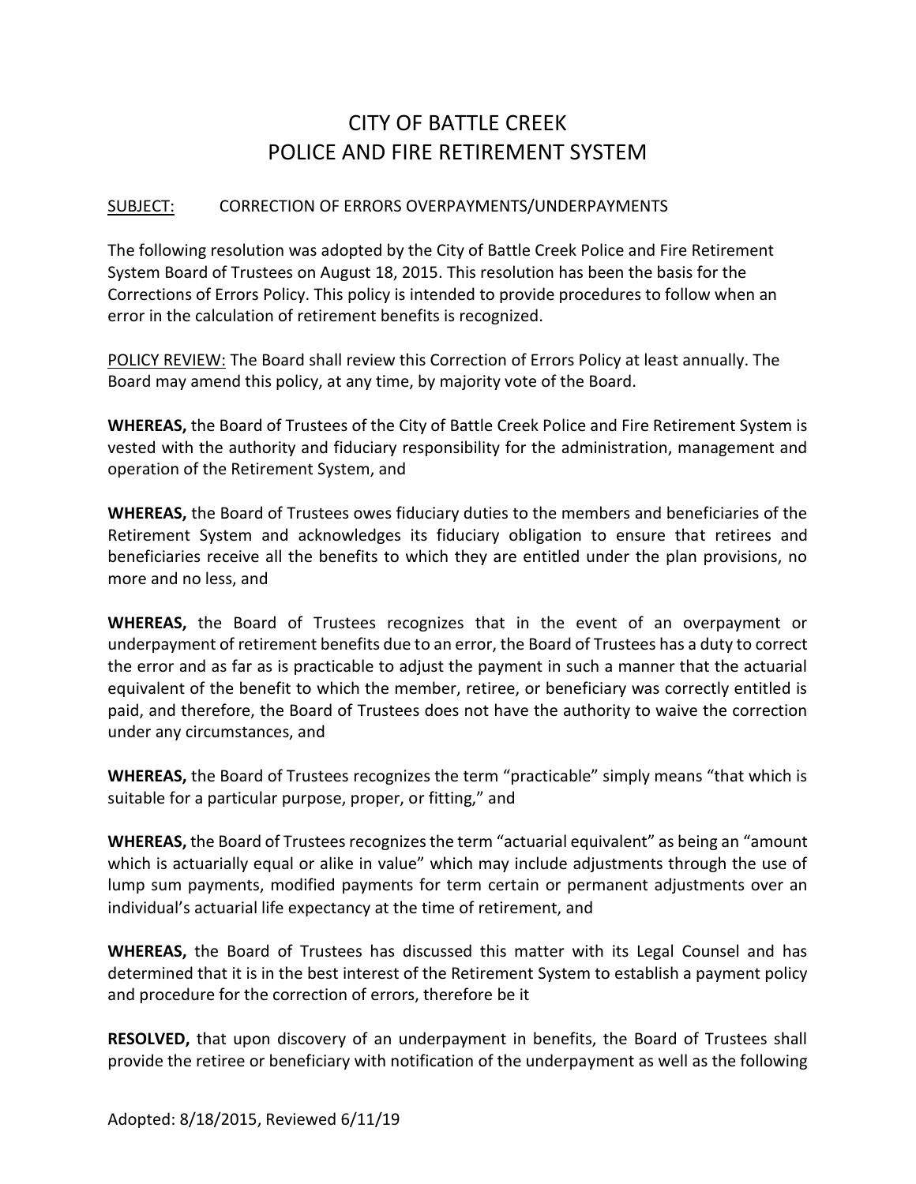# CITY OF BATTLE CREEK
# POLICE AND FIRE RETIREMENT SYSTEM

SUBJECT: CORRECTION OF ERRORS OVERPAYMENTS/UNDERPAYMENTS

The following resolution was adopted by the City of Battle Creek Police and Fire Retirement System Board of Trustees on August 18, 2015. This resolution has been the basis for the Corrections of Errors Policy. This policy is intended to provide procedures to follow when an error in the calculation of retirement benefits is recognized.

POLICY REVIEW: The Board shall review this Correction of Errors Policy at least annually. The Board may amend this policy, at any time, by majority vote of the Board.

**WHEREAS,** the Board of Trustees of the City of Battle Creek Police and Fire Retirement System is vested with the authority and fiduciary responsibility for the administration, management and operation of the Retirement System, and

**WHEREAS,** the Board of Trustees owes fiduciary duties to the members and beneficiaries of the Retirement System and acknowledges its fiduciary obligation to ensure that retirees and beneficiaries receive all the benefits to which they are entitled under the plan provisions, no more and no less, and

**WHEREAS,** the Board of Trustees recognizes that in the event of an overpayment or underpayment of retirement benefits due to an error, the Board of Trustees has a duty to correct the error and as far as is practicable to adjust the payment in such a manner that the actuarial equivalent of the benefit to which the member, retiree, or beneficiary was correctly entitled is paid, and therefore, the Board of Trustees does not have the authority to waive the correction under any circumstances, and

**WHEREAS,** the Board of Trustees recognizes the term "practicable" simply means "that which is suitable for a particular purpose, proper, or fitting," and

**WHEREAS,** the Board of Trustees recognizes the term "actuarial equivalent" as being an "amount which is actuarially equal or alike in value" which may include adjustments through the use of lump sum payments, modified payments for term certain or permanent adjustments over an individual's actuarial life expectancy at the time of retirement, and

**WHEREAS,** the Board of Trustees has discussed this matter with its Legal Counsel and has determined that it is in the best interest of the Retirement System to establish a payment policy and procedure for the correction of errors, therefore be it

**RESOLVED,** that upon discovery of an underpayment in benefits, the Board of Trustees shall provide the retiree or beneficiary with notification of the underpayment as well as the following

Adopted: 8/18/2015, Reviewed 6/11/19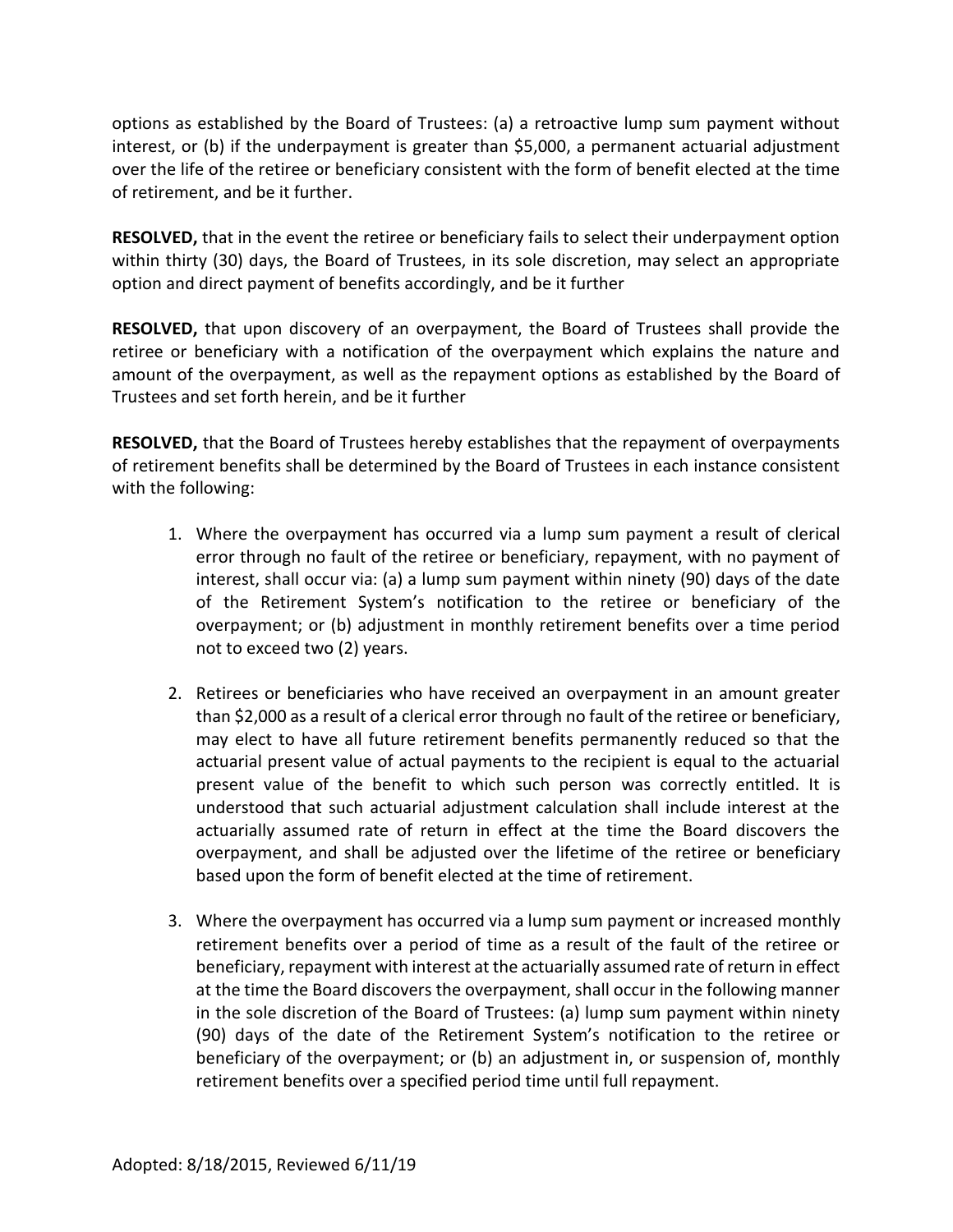options as established by the Board of Trustees: (a) a retroactive lump sum payment without interest, or (b) if the underpayment is greater than $5,000, a permanent actuarial adjustment over the life of the retiree or beneficiary consistent with the form of benefit elected at the time of retirement, and be it further.

**RESOLVED,** that in the event the retiree or beneficiary fails to select their underpayment option within thirty (30) days, the Board of Trustees, in its sole discretion, may select an appropriate option and direct payment of benefits accordingly, and be it further

**RESOLVED,** that upon discovery of an overpayment, the Board of Trustees shall provide the retiree or beneficiary with a notification of the overpayment which explains the nature and amount of the overpayment, as well as the repayment options as established by the Board of Trustees and set forth herein, and be it further

**RESOLVED,** that the Board of Trustees hereby establishes that the repayment of overpayments of retirement benefits shall be determined by the Board of Trustees in each instance consistent with the following:

1. Where the overpayment has occurred via a lump sum payment a result of clerical error through no fault of the retiree or beneficiary, repayment, with no payment of interest, shall occur via: (a) a lump sum payment within ninety (90) days of the date of the Retirement System's notification to the retiree or beneficiary of the overpayment; or (b) adjustment in monthly retirement benefits over a time period not to exceed two (2) years.

2. Retirees or beneficiaries who have received an overpayment in an amount greater than $2,000 as a result of a clerical error through no fault of the retiree or beneficiary, may elect to have all future retirement benefits permanently reduced so that the actuarial present value of actual payments to the recipient is equal to the actuarial present value of the benefit to which such person was correctly entitled. It is understood that such actuarial adjustment calculation shall include interest at the actuarially assumed rate of return in effect at the time the Board discovers the overpayment, and shall be adjusted over the lifetime of the retiree or beneficiary based upon the form of benefit elected at the time of retirement.

3. Where the overpayment has occurred via a lump sum payment or increased monthly retirement benefits over a period of time as a result of the fault of the retiree or beneficiary, repayment with interest at the actuarially assumed rate of return in effect at the time the Board discovers the overpayment, shall occur in the following manner in the sole discretion of the Board of Trustees: (a) lump sum payment within ninety (90) days of the date of the Retirement System's notification to the retiree or beneficiary of the overpayment; or (b) an adjustment in, or suspension of, monthly retirement benefits over a specified period time until full repayment.

Adopted: 8/18/2015, Reviewed 6/11/19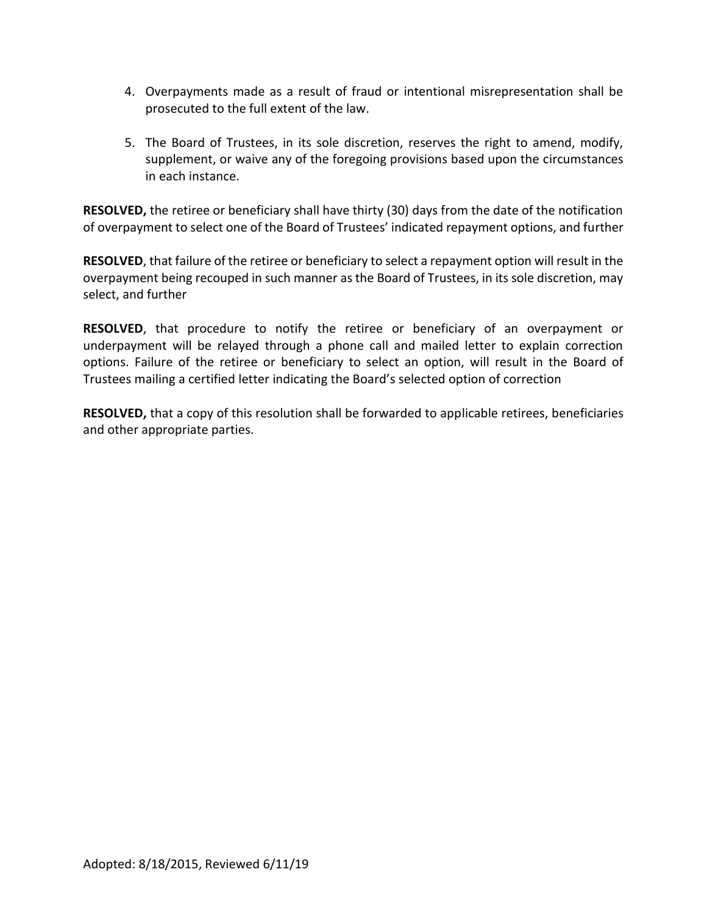4. Overpayments made as a result of fraud or intentional misrepresentation shall be prosecuted to the full extent of the law.

5. The Board of Trustees, in its sole discretion, reserves the right to amend, modify, supplement, or waive any of the foregoing provisions based upon the circumstances in each instance.

**RESOLVED,** the retiree or beneficiary shall have thirty (30) days from the date of the notification of overpayment to select one of the Board of Trustees' indicated repayment options, and further

**RESOLVED**, that failure of the retiree or beneficiary to select a repayment option will result in the overpayment being recouped in such manner as the Board of Trustees, in its sole discretion, may select, and further

**RESOLVED**, that procedure to notify the retiree or beneficiary of an overpayment or underpayment will be relayed through a phone call and mailed letter to explain correction options. Failure of the retiree or beneficiary to select an option, will result in the Board of Trustees mailing a certified letter indicating the Board's selected option of correction

**RESOLVED,** that a copy of this resolution shall be forwarded to applicable retirees, beneficiaries and other appropriate parties.

Adopted: 8/18/2015, Reviewed 6/11/19